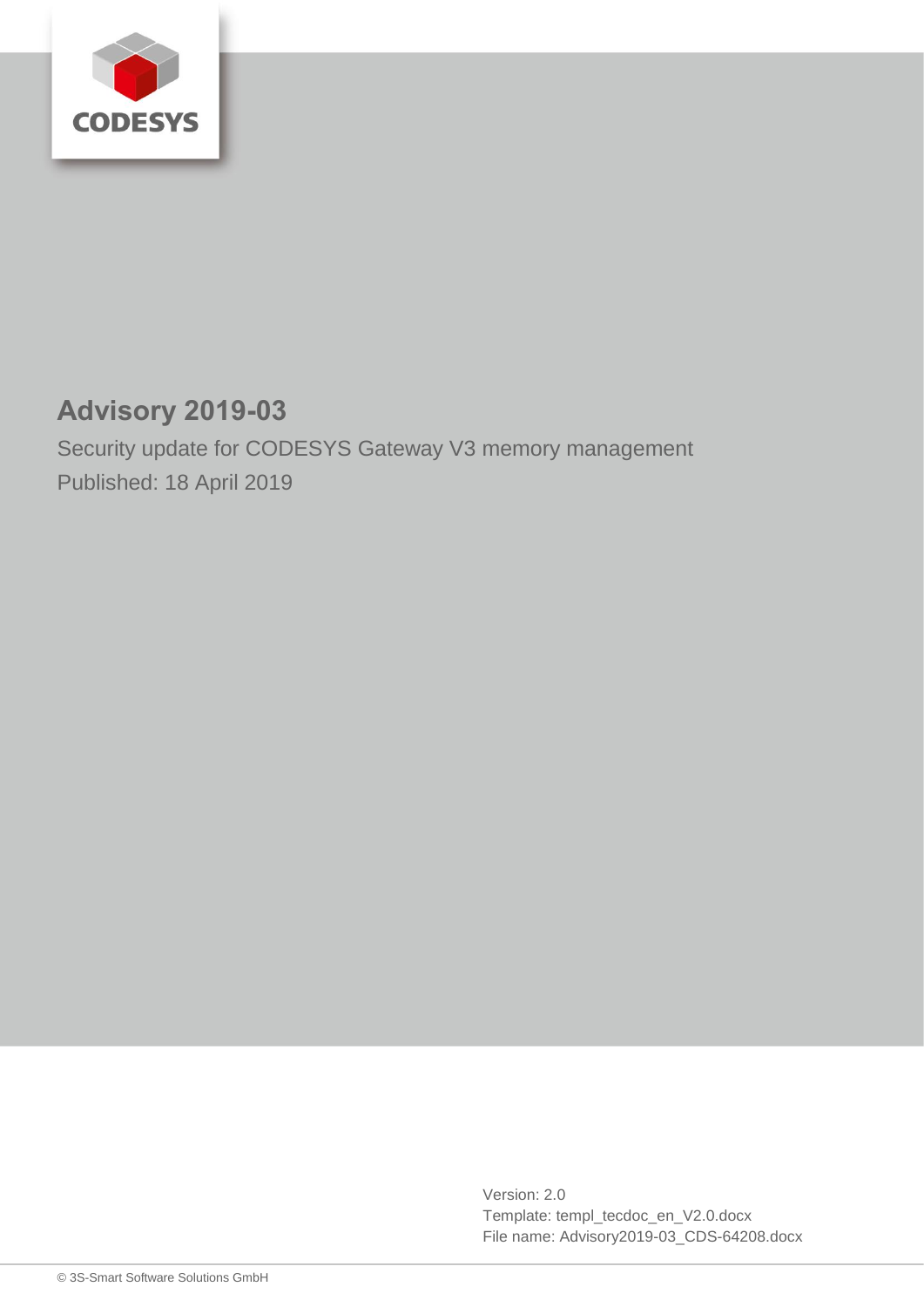# Advisory 2019-03

Security update for CODESYS Gateway V3 memory management

Published: 18 April 2019

Version: 2.0
Template: templ_tecdoc_en_V2.0.docx
File name: Advisory2019-03_CDS-64208.docx

© 3S-Smart Software Solutions GmbH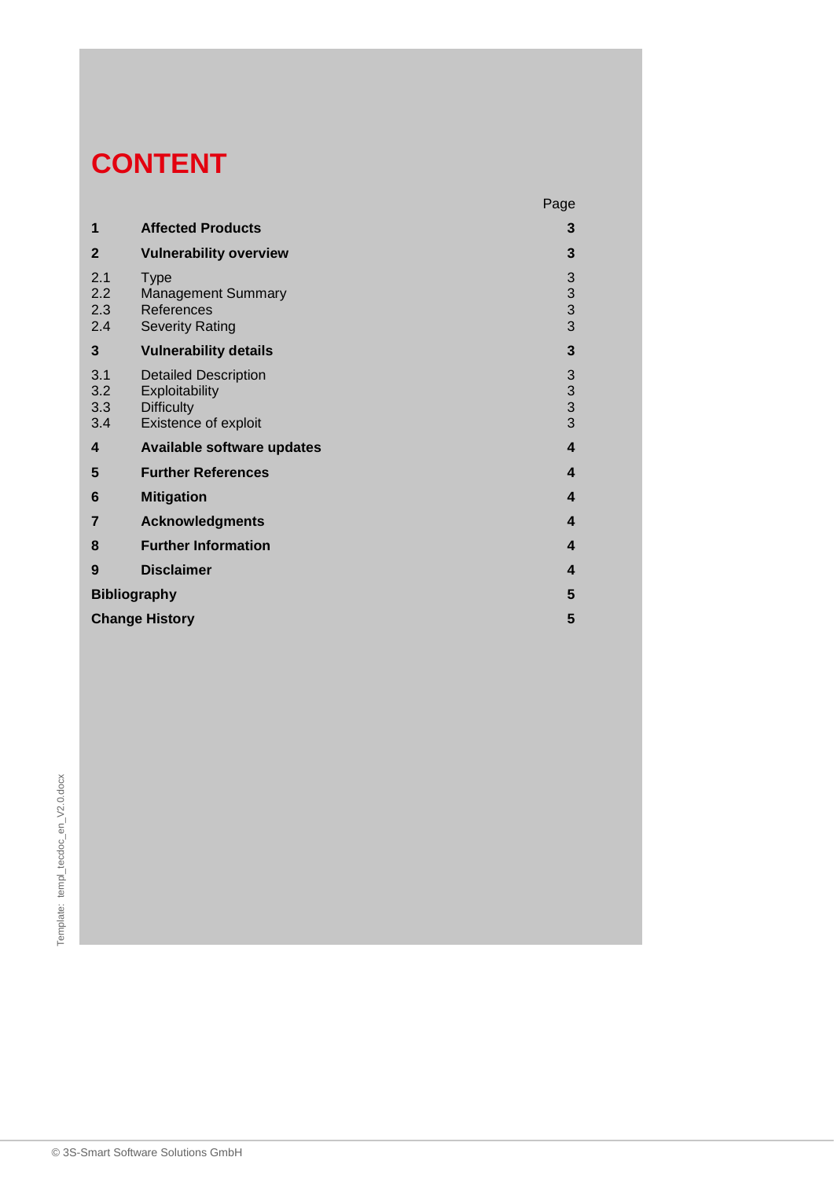# CONTENT

| | | Page |
|---|---|---|
| **1** | **Affected Products** | **3** |
| **2** | **Vulnerability overview** | **3** |
| 2.1 | Type | 3 |
| 2.2 | Management Summary | 3 |
| 2.3 | References | 3 |
| 2.4 | Severity Rating | 3 |
| **3** | **Vulnerability details** | **3** |
| 3.1 | Detailed Description | 3 |
| 3.2 | Exploitability | 3 |
| 3.3 | Difficulty | 3 |
| 3.4 | Existence of exploit | 3 |
| **4** | **Available software updates** | **4** |
| **5** | **Further References** | **4** |
| **6** | **Mitigation** | **4** |
| **7** | **Acknowledgments** | **4** |
| **8** | **Further Information** | **4** |
| **9** | **Disclaimer** | **4** |
| **Bibliography** | | **5** |
| **Change History** | | **5** |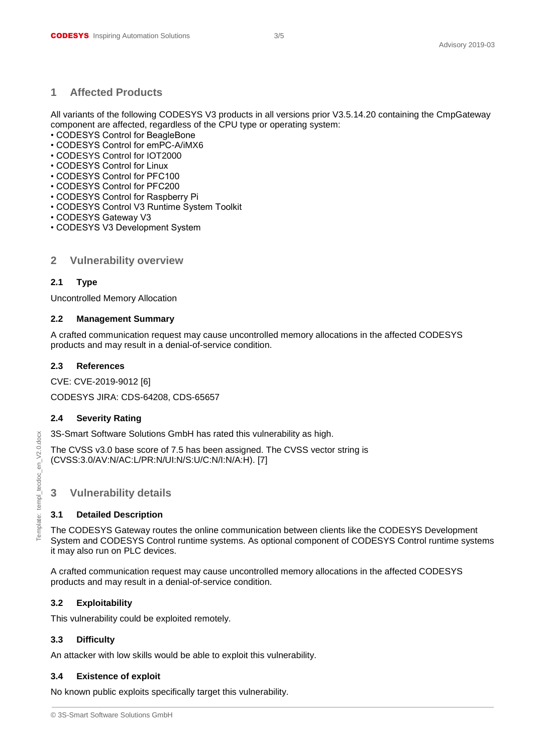# 1 Affected Products

All variants of the following CODESYS V3 products in all versions prior V3.5.14.20 containing the CmpGateway component are affected, regardless of the CPU type or operating system:

- CODESYS Control for BeagleBone
- CODESYS Control for emPC-A/iMX6
- CODESYS Control for IOT2000
- CODESYS Control for Linux
- CODESYS Control for PFC100
- CODESYS Control for PFC200
- CODESYS Control for Raspberry Pi
- CODESYS Control V3 Runtime System Toolkit
- CODESYS Gateway V3
- CODESYS V3 Development System

# 2 Vulnerability overview

## 2.1 Type

Uncontrolled Memory Allocation

## 2.2 Management Summary

A crafted communication request may cause uncontrolled memory allocations in the affected CODESYS products and may result in a denial-of-service condition.

## 2.3 References

CVE: CVE-2019-9012 [6]

CODESYS JIRA: CDS-64208, CDS-65657

## 2.4 Severity Rating

3S-Smart Software Solutions GmbH has rated this vulnerability as high.

The CVSS v3.0 base score of 7.5 has been assigned. The CVSS vector string is (CVSS:3.0/AV:N/AC:L/PR:N/UI:N/S:U/C:N/I:N/A:H). [7]

# 3 Vulnerability details

## 3.1 Detailed Description

The CODESYS Gateway routes the online communication between clients like the CODESYS Development System and CODESYS Control runtime systems. As optional component of CODESYS Control runtime systems it may also run on PLC devices.

A crafted communication request may cause uncontrolled memory allocations in the affected CODESYS products and may result in a denial-of-service condition.

## 3.2 Exploitability

This vulnerability could be exploited remotely.

## 3.3 Difficulty

An attacker with low skills would be able to exploit this vulnerability.

## 3.4 Existence of exploit

No known public exploits specifically target this vulnerability.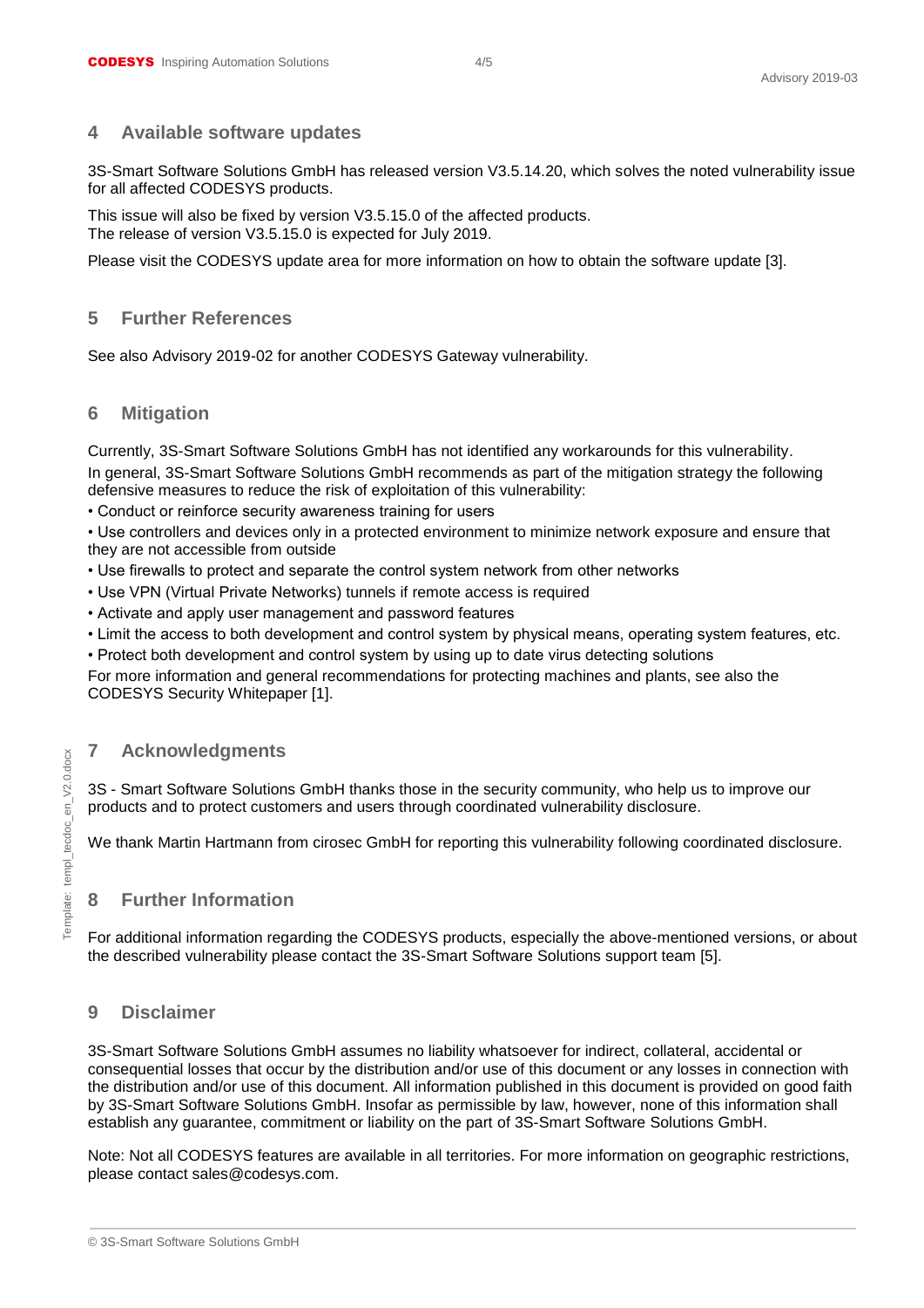## 4 Available software updates

3S-Smart Software Solutions GmbH has released version V3.5.14.20, which solves the noted vulnerability issue for all affected CODESYS products.

This issue will also be fixed by version V3.5.15.0 of the affected products.
The release of version V3.5.15.0 is expected for July 2019.

Please visit the CODESYS update area for more information on how to obtain the software update [3].

## 5 Further References

See also Advisory 2019-02 for another CODESYS Gateway vulnerability.

## 6 Mitigation

Currently, 3S-Smart Software Solutions GmbH has not identified any workarounds for this vulnerability.
In general, 3S-Smart Software Solutions GmbH recommends as part of the mitigation strategy the following defensive measures to reduce the risk of exploitation of this vulnerability:

- Conduct or reinforce security awareness training for users
- Use controllers and devices only in a protected environment to minimize network exposure and ensure that they are not accessible from outside
- Use firewalls to protect and separate the control system network from other networks
- Use VPN (Virtual Private Networks) tunnels if remote access is required
- Activate and apply user management and password features
- Limit the access to both development and control system by physical means, operating system features, etc.
- Protect both development and control system by using up to date virus detecting solutions

For more information and general recommendations for protecting machines and plants, see also the CODESYS Security Whitepaper [1].

## 7 Acknowledgments

3S - Smart Software Solutions GmbH thanks those in the security community, who help us to improve our products and to protect customers and users through coordinated vulnerability disclosure.

We thank Martin Hartmann from cirosec GmbH for reporting this vulnerability following coordinated disclosure.

## 8 Further Information

For additional information regarding the CODESYS products, especially the above-mentioned versions, or about the described vulnerability please contact the 3S-Smart Software Solutions support team [5].

## 9 Disclaimer

3S-Smart Software Solutions GmbH assumes no liability whatsoever for indirect, collateral, accidental or consequential losses that occur by the distribution and/or use of this document or any losses in connection with the distribution and/or use of this document. All information published in this document is provided on good faith by 3S-Smart Software Solutions GmbH. Insofar as permissible by law, however, none of this information shall establish any guarantee, commitment or liability on the part of 3S-Smart Software Solutions GmbH.

Note: Not all CODESYS features are available in all territories. For more information on geographic restrictions, please contact sales@codesys.com.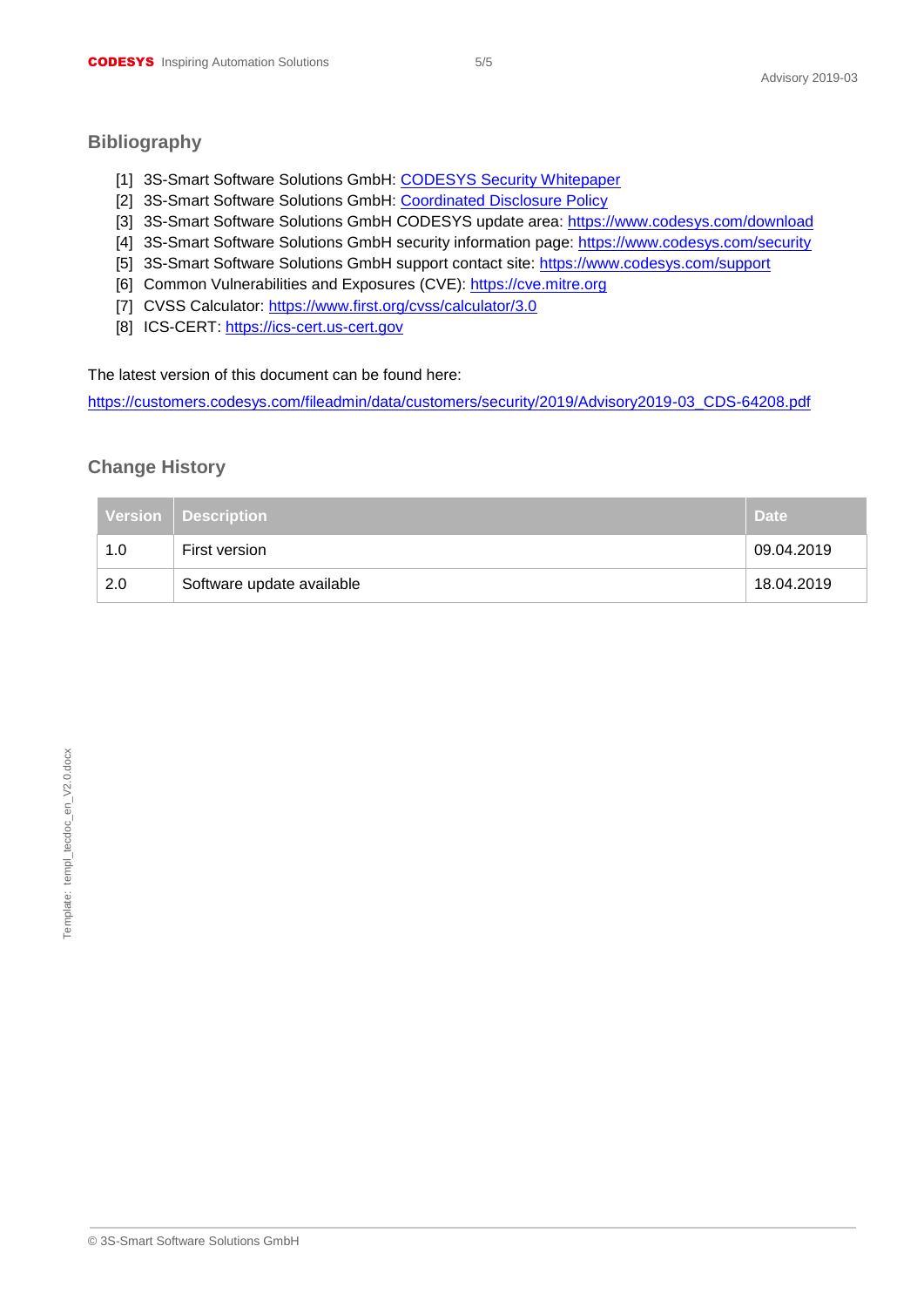## Bibliography

[1] 3S-Smart Software Solutions GmbH: CODESYS Security Whitepaper
[2] 3S-Smart Software Solutions GmbH: Coordinated Disclosure Policy
[3] 3S-Smart Software Solutions GmbH CODESYS update area: https://www.codesys.com/download
[4] 3S-Smart Software Solutions GmbH security information page: https://www.codesys.com/security
[5] 3S-Smart Software Solutions GmbH support contact site: https://www.codesys.com/support
[6] Common Vulnerabilities and Exposures (CVE): https://cve.mitre.org
[7] CVSS Calculator: https://www.first.org/cvss/calculator/3.0
[8] ICS-CERT: https://ics-cert.us-cert.gov

The latest version of this document can be found here:

https://customers.codesys.com/fileadmin/data/customers/security/2019/Advisory2019-03_CDS-64208.pdf

## Change History

| Version | Description | Date |
|---|---|---|
| 1.0 | First version | 09.04.2019 |
| 2.0 | Software update available | 18.04.2019 |